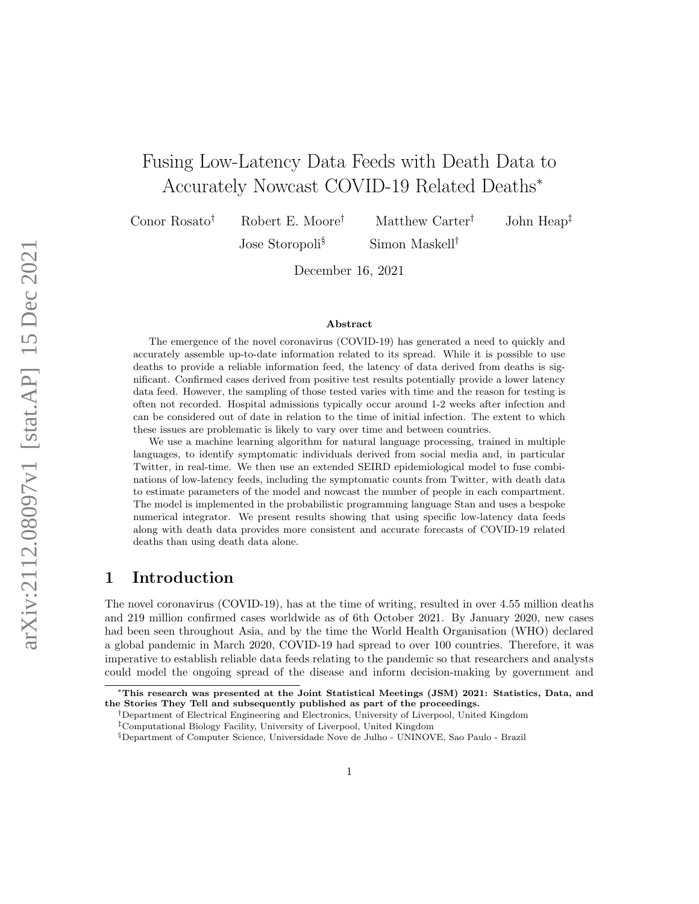# Fusing Low-Latency Data Feeds with Death Data to Accurately Nowcast COVID-19 Related Deaths[*]

Conor Rosato[†] Robert E. Moore[†] Matthew Carter[†] John Heap[‡]
Jose Storopoli[§] Simon Maskell[†]

December 16, 2021

### Abstract

The emergence of the novel coronavirus (COVID-19) has generated a need to quickly and accurately assemble up-to-date information related to its spread. While it is possible to use deaths to provide a reliable information feed, the latency of data derived from deaths is significant. Confirmed cases derived from positive test results potentially provide a lower latency data feed. However, the sampling of those tested varies with time and the reason for testing is often not recorded. Hospital admissions typically occur around 1-2 weeks after infection and can be considered out of date in relation to the time of initial infection. The extent to which these issues are problematic is likely to vary over time and between countries.

We use a machine learning algorithm for natural language processing, trained in multiple languages, to identify symptomatic individuals derived from social media and, in particular Twitter, in real-time. We then use an extended SEIRD epidemiological model to fuse combinations of low-latency feeds, including the symptomatic counts from Twitter, with death data to estimate parameters of the model and nowcast the number of people in each compartment. The model is implemented in the probabilistic programming language Stan and uses a bespoke numerical integrator. We present results showing that using specific low-latency data feeds along with death data provides more consistent and accurate forecasts of COVID-19 related deaths than using death data alone.

## 1 Introduction

The novel coronavirus (COVID-19), has at the time of writing, resulted in over 4.55 million deaths and 219 million confirmed cases worldwide as of 6th October 2021. By January 2020, new cases had been seen throughout Asia, and by the time the World Health Organisation (WHO) declared a global pandemic in March 2020, COVID-19 had spread to over 100 countries. Therefore, it was imperative to establish reliable data feeds relating to the pandemic so that researchers and analysts could model the ongoing spread of the disease and inform decision-making by government and

[*] **This research was presented at the Joint Statistical Meetings (JSM) 2021: Statistics, Data, and the Stories They Tell and subsequently published as part of the proceedings.**

[†] Department of Electrical Engineering and Electronics, University of Liverpool, United Kingdom

[‡] Computational Biology Facility, University of Liverpool, United Kingdom

[§] Department of Computer Science, Universidade Nove de Julho - UNINOVE, Sao Paulo - Brazil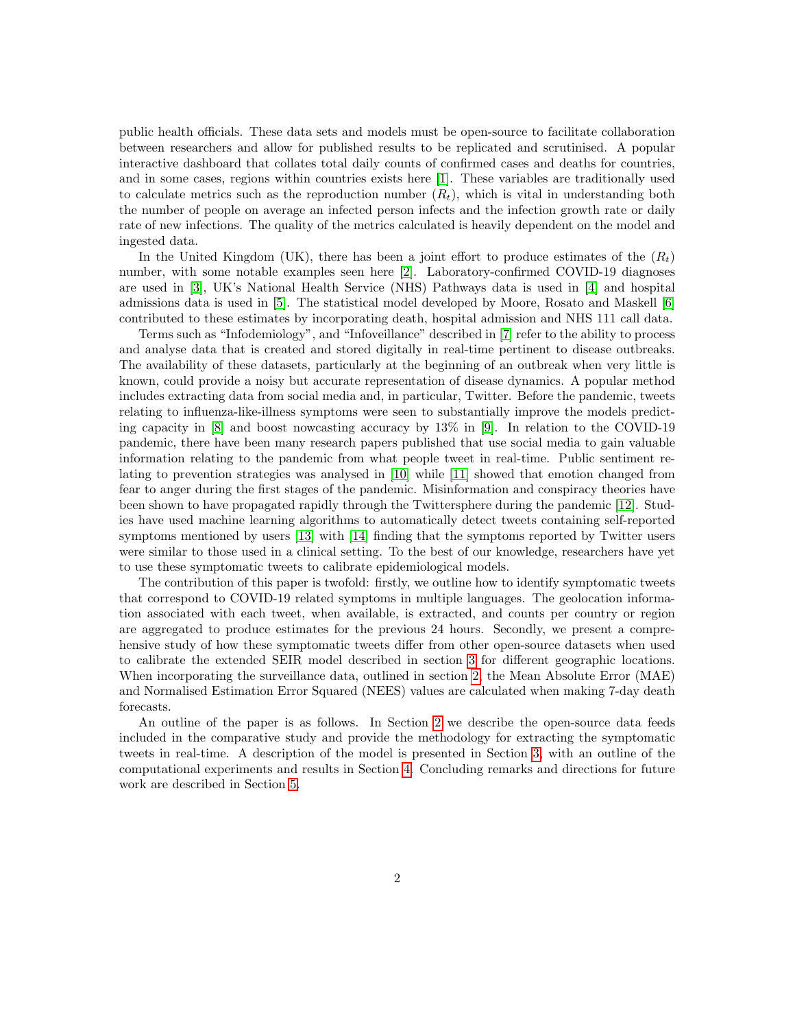public health officials. These data sets and models must be open-source to facilitate collaboration between researchers and allow for published results to be replicated and scrutinised. A popular interactive dashboard that collates total daily counts of confirmed cases and deaths for countries, and in some cases, regions within countries exists here [1]. These variables are traditionally used to calculate metrics such as the reproduction number ($R_t$), which is vital in understanding both the number of people on average an infected person infects and the infection growth rate or daily rate of new infections. The quality of the metrics calculated is heavily dependent on the model and ingested data.

In the United Kingdom (UK), there has been a joint effort to produce estimates of the ($R_t$) number, with some notable examples seen here [2]. Laboratory-confirmed COVID-19 diagnoses are used in [3], UK's National Health Service (NHS) Pathways data is used in [4] and hospital admissions data is used in [5]. The statistical model developed by Moore, Rosato and Maskell [6] contributed to these estimates by incorporating death, hospital admission and NHS 111 call data.

Terms such as "Infodemiology", and "Infoveillance" described in [7] refer to the ability to process and analyse data that is created and stored digitally in real-time pertinent to disease outbreaks. The availability of these datasets, particularly at the beginning of an outbreak when very little is known, could provide a noisy but accurate representation of disease dynamics. A popular method includes extracting data from social media and, in particular, Twitter. Before the pandemic, tweets relating to influenza-like-illness symptoms were seen to substantially improve the models predicting capacity in [8] and boost nowcasting accuracy by 13% in [9]. In relation to the COVID-19 pandemic, there have been many research papers published that use social media to gain valuable information relating to the pandemic from what people tweet in real-time. Public sentiment relating to prevention strategies was analysed in [10] while [11] showed that emotion changed from fear to anger during the first stages of the pandemic. Misinformation and conspiracy theories have been shown to have propagated rapidly through the Twittersphere during the pandemic [12]. Studies have used machine learning algorithms to automatically detect tweets containing self-reported symptoms mentioned by users [13] with [14] finding that the symptoms reported by Twitter users were similar to those used in a clinical setting. To the best of our knowledge, researchers have yet to use these symptomatic tweets to calibrate epidemiological models.

The contribution of this paper is twofold: firstly, we outline how to identify symptomatic tweets that correspond to COVID-19 related symptoms in multiple languages. The geolocation information associated with each tweet, when available, is extracted, and counts per country or region are aggregated to produce estimates for the previous 24 hours. Secondly, we present a comprehensive study of how these symptomatic tweets differ from other open-source datasets when used to calibrate the extended SEIR model described in section 3 for different geographic locations. When incorporating the surveillance data, outlined in section 2, the Mean Absolute Error (MAE) and Normalised Estimation Error Squared (NEES) values are calculated when making 7-day death forecasts.

An outline of the paper is as follows. In Section 2 we describe the open-source data feeds included in the comparative study and provide the methodology for extracting the symptomatic tweets in real-time. A description of the model is presented in Section 3, with an outline of the computational experiments and results in Section 4. Concluding remarks and directions for future work are described in Section 5.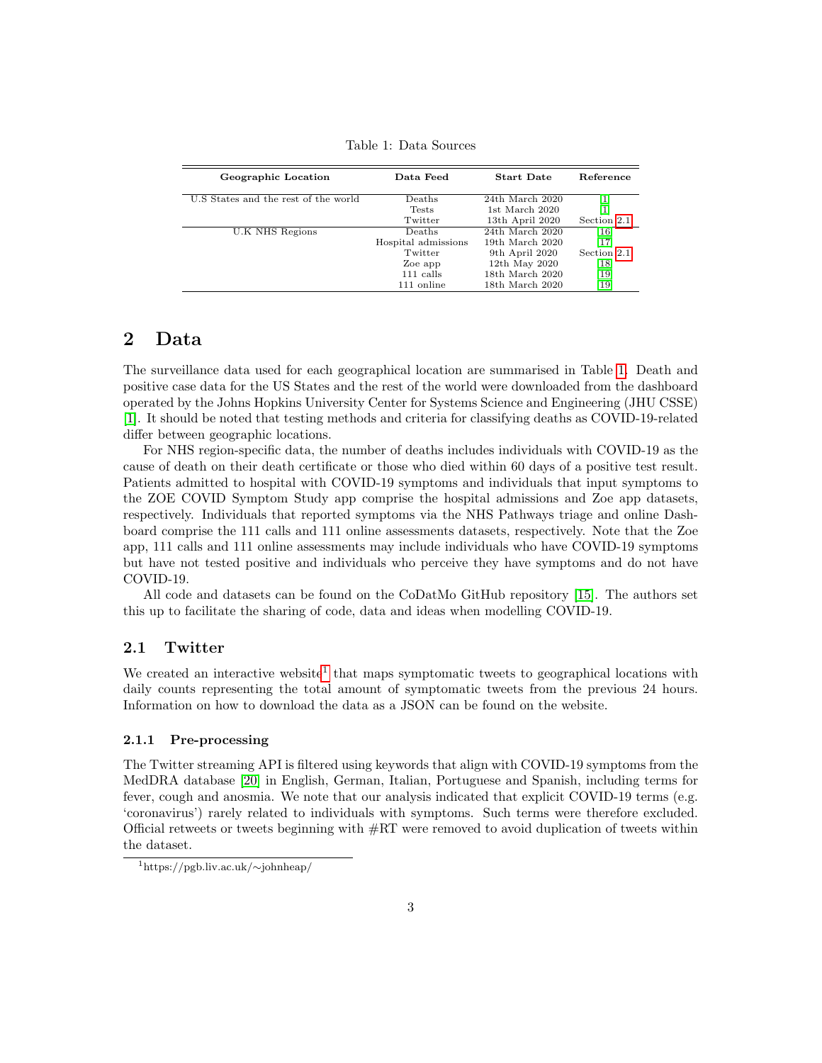Table 1: Data Sources

| Geographic Location | Data Feed | Start Date | Reference |
|---|---|---|---|
| U.S States and the rest of the world | Deaths | 24th March 2020 | [1] |
| | Tests | 1st March 2020 | [1] |
| | Twitter | 13th April 2020 | Section 2.1 |
| U.K NHS Regions | Deaths | 24th March 2020 | [16] |
| | Hospital admissions | 19th March 2020 | [17] |
| | Twitter | 9th April 2020 | Section 2.1 |
| | Zoe app | 12th May 2020 | [18] |
| | 111 calls | 18th March 2020 | [19] |
| | 111 online | 18th March 2020 | [19] |

# 2 Data

The surveillance data used for each geographical location are summarised in Table 1. Death and positive case data for the US States and the rest of the world were downloaded from the dashboard operated by the Johns Hopkins University Center for Systems Science and Engineering (JHU CSSE) [1]. It should be noted that testing methods and criteria for classifying deaths as COVID-19-related differ between geographic locations.

For NHS region-specific data, the number of deaths includes individuals with COVID-19 as the cause of death on their death certificate or those who died within 60 days of a positive test result. Patients admitted to hospital with COVID-19 symptoms and individuals that input symptoms to the ZOE COVID Symptom Study app comprise the hospital admissions and Zoe app datasets, respectively. Individuals that reported symptoms via the NHS Pathways triage and online Dashboard comprise the 111 calls and 111 online assessments datasets, respectively. Note that the Zoe app, 111 calls and 111 online assessments may include individuals who have COVID-19 symptoms but have not tested positive and individuals who perceive they have symptoms and do not have COVID-19.

All code and datasets can be found on the CoDatMo GitHub repository [15]. The authors set this up to facilitate the sharing of code, data and ideas when modelling COVID-19.

## 2.1 Twitter

We created an interactive website[1] that maps symptomatic tweets to geographical locations with daily counts representing the total amount of symptomatic tweets from the previous 24 hours. Information on how to download the data as a JSON can be found on the website.

### 2.1.1 Pre-processing

The Twitter streaming API is filtered using keywords that align with COVID-19 symptoms from the MedDRA database [20] in English, German, Italian, Portuguese and Spanish, including terms for fever, cough and anosmia. We note that our analysis indicated that explicit COVID-19 terms (e.g. 'coronavirus') rarely related to individuals with symptoms. Such terms were therefore excluded. Official retweets or tweets beginning with #RT were removed to avoid duplication of tweets within the dataset.

[1] https://pgb.liv.ac.uk/∼johnheap/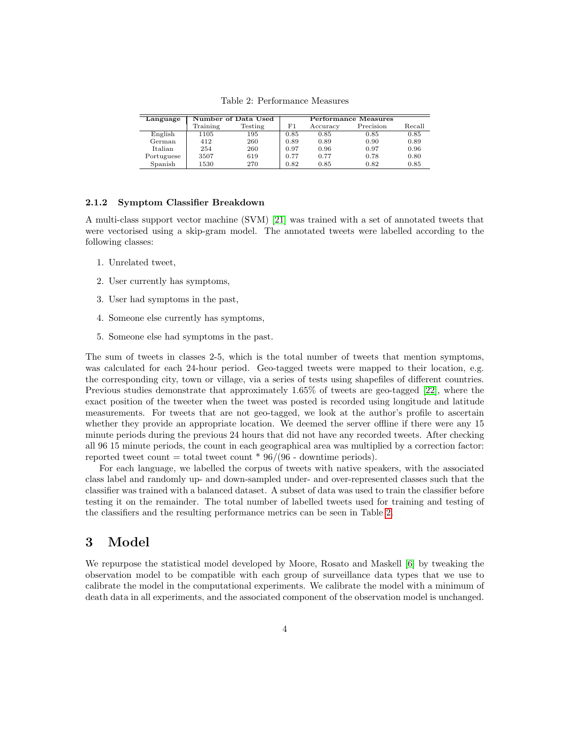Table 2: Performance Measures

| Language | Number of Data Used | | Performance Measures | | | |
|---|---|---|---|---|---|---|
| | Training | Testing | F1 | Accuracy | Precision | Recall |
| English | 1105 | 195 | 0.85 | 0.85 | 0.85 | 0.85 |
| German | 412 | 260 | 0.89 | 0.89 | 0.90 | 0.89 |
| Italian | 254 | 260 | 0.97 | 0.96 | 0.97 | 0.96 |
| Portuguese | 3507 | 619 | 0.77 | 0.77 | 0.78 | 0.80 |
| Spanish | 1530 | 270 | 0.82 | 0.85 | 0.82 | 0.85 |

#### 2.1.2 Symptom Classifier Breakdown

A multi-class support vector machine (SVM) [21] was trained with a set of annotated tweets that were vectorised using a skip-gram model. The annotated tweets were labelled according to the following classes:

1. Unrelated tweet,
2. User currently has symptoms,
3. User had symptoms in the past,
4. Someone else currently has symptoms,
5. Someone else had symptoms in the past.

The sum of tweets in classes 2-5, which is the total number of tweets that mention symptoms, was calculated for each 24-hour period. Geo-tagged tweets were mapped to their location, e.g. the corresponding city, town or village, via a series of tests using shapefiles of different countries. Previous studies demonstrate that approximately 1.65% of tweets are geo-tagged [22], where the exact position of the tweeter when the tweet was posted is recorded using longitude and latitude measurements. For tweets that are not geo-tagged, we look at the author's profile to ascertain whether they provide an appropriate location. We deemed the server offline if there were any 15 minute periods during the previous 24 hours that did not have any recorded tweets. After checking all 96 15 minute periods, the count in each geographical area was multiplied by a correction factor: reported tweet count = total tweet count * 96/(96 - downtime periods).

For each language, we labelled the corpus of tweets with native speakers, with the associated class label and randomly up- and down-sampled under- and over-represented classes such that the classifier was trained with a balanced dataset. A subset of data was used to train the classifier before testing it on the remainder. The total number of labelled tweets used for training and testing of the classifiers and the resulting performance metrics can be seen in Table 2.

## 3 Model

We repurpose the statistical model developed by Moore, Rosato and Maskell [6] by tweaking the observation model to be compatible with each group of surveillance data types that we use to calibrate the model in the computational experiments. We calibrate the model with a minimum of death data in all experiments, and the associated component of the observation model is unchanged.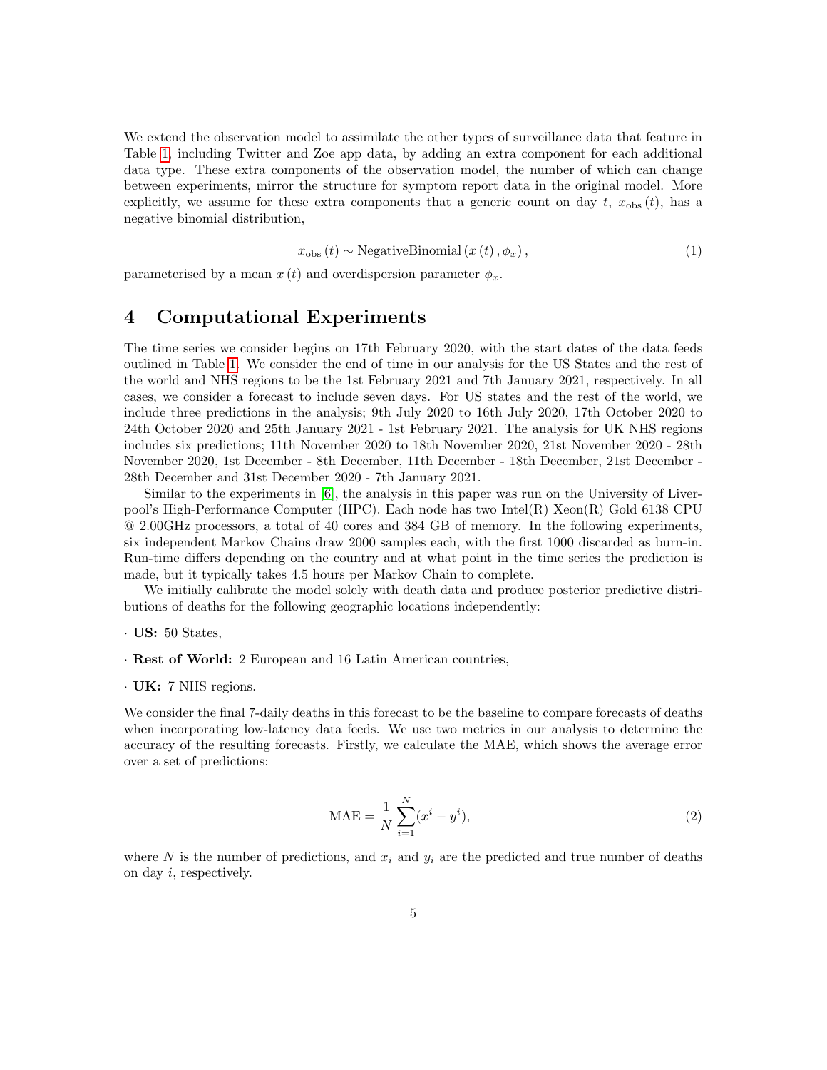We extend the observation model to assimilate the other types of surveillance data that feature in Table 1, including Twitter and Zoe app data, by adding an extra component for each additional data type. These extra components of the observation model, the number of which can change between experiments, mirror the structure for symptom report data in the original model. More explicitly, we assume for these extra components that a generic count on day $t$, $x_{\text{obs}}(t)$, has a negative binomial distribution,

$$x_{\text{obs}}(t) \sim \text{NegativeBinomial}(x(t), \phi_x), \tag{1}$$

parameterised by a mean $x(t)$ and overdispersion parameter $\phi_x$.

# 4 Computational Experiments

The time series we consider begins on 17th February 2020, with the start dates of the data feeds outlined in Table 1. We consider the end of time in our analysis for the US States and the rest of the world and NHS regions to be the 1st February 2021 and 7th January 2021, respectively. In all cases, we consider a forecast to include seven days. For US states and the rest of the world, we include three predictions in the analysis; 9th July 2020 to 16th July 2020, 17th October 2020 to 24th October 2020 and 25th January 2021 - 1st February 2021. The analysis for UK NHS regions includes six predictions; 11th November 2020 to 18th November 2020, 21st November 2020 - 28th November 2020, 1st December - 8th December, 11th December - 18th December, 21st December - 28th December and 31st December 2020 - 7th January 2021.

Similar to the experiments in [6], the analysis in this paper was run on the University of Liverpool's High-Performance Computer (HPC). Each node has two Intel(R) Xeon(R) Gold 6138 CPU @ 2.00GHz processors, a total of 40 cores and 384 GB of memory. In the following experiments, six independent Markov Chains draw 2000 samples each, with the first 1000 discarded as burn-in. Run-time differs depending on the country and at what point in the time series the prediction is made, but it typically takes 4.5 hours per Markov Chain to complete.

We initially calibrate the model solely with death data and produce posterior predictive distributions of deaths for the following geographic locations independently:

- **US:** 50 States,
- **Rest of World:** 2 European and 16 Latin American countries,
- **UK:** 7 NHS regions.

We consider the final 7-daily deaths in this forecast to be the baseline to compare forecasts of deaths when incorporating low-latency data feeds. We use two metrics in our analysis to determine the accuracy of the resulting forecasts. Firstly, we calculate the MAE, which shows the average error over a set of predictions:

$$\text{MAE} = \frac{1}{N}\sum_{i=1}^{N}(x^i - y^i), \tag{2}$$

where $N$ is the number of predictions, and $x_i$ and $y_i$ are the predicted and true number of deaths on day $i$, respectively.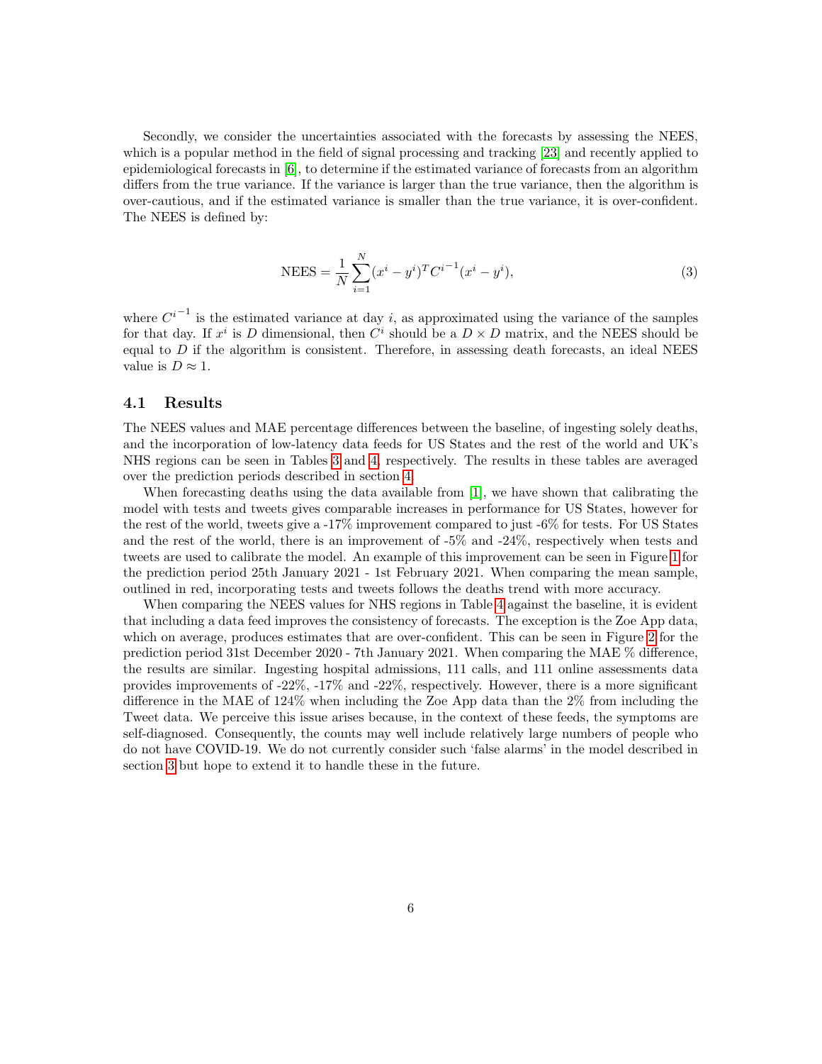Secondly, we consider the uncertainties associated with the forecasts by assessing the NEES, which is a popular method in the field of signal processing and tracking [23] and recently applied to epidemiological forecasts in [6], to determine if the estimated variance of forecasts from an algorithm differs from the true variance. If the variance is larger than the true variance, then the algorithm is over-cautious, and if the estimated variance is smaller than the true variance, it is over-confident. The NEES is defined by:

$$\text{NEES} = \frac{1}{N}\sum_{i=1}^{N}(x^i - y^i)^T {C^i}^{-1}(x^i - y^i), \tag{3}$$

where ${C^i}^{-1}$ is the estimated variance at day $i$, as approximated using the variance of the samples for that day. If $x^i$ is $D$ dimensional, then $C^i$ should be a $D \times D$ matrix, and the NEES should be equal to $D$ if the algorithm is consistent. Therefore, in assessing death forecasts, an ideal NEES value is $D \approx 1$.

## 4.1 Results

The NEES values and MAE percentage differences between the baseline, of ingesting solely deaths, and the incorporation of low-latency data feeds for US States and the rest of the world and UK's NHS regions can be seen in Tables 3 and 4, respectively. The results in these tables are averaged over the prediction periods described in section 4.

When forecasting deaths using the data available from [1], we have shown that calibrating the model with tests and tweets gives comparable increases in performance for US States, however for the rest of the world, tweets give a -17% improvement compared to just -6% for tests. For US States and the rest of the world, there is an improvement of -5% and -24%, respectively when tests and tweets are used to calibrate the model. An example of this improvement can be seen in Figure 1 for the prediction period 25th January 2021 - 1st February 2021. When comparing the mean sample, outlined in red, incorporating tests and tweets follows the deaths trend with more accuracy.

When comparing the NEES values for NHS regions in Table 4 against the baseline, it is evident that including a data feed improves the consistency of forecasts. The exception is the Zoe App data, which on average, produces estimates that are over-confident. This can be seen in Figure 2 for the prediction period 31st December 2020 - 7th January 2021. When comparing the MAE % difference, the results are similar. Ingesting hospital admissions, 111 calls, and 111 online assessments data provides improvements of -22%, -17% and -22%, respectively. However, there is a more significant difference in the MAE of 124% when including the Zoe App data than the 2% from including the Tweet data. We perceive this issue arises because, in the context of these feeds, the symptoms are self-diagnosed. Consequently, the counts may well include relatively large numbers of people who do not have COVID-19. We do not currently consider such 'false alarms' in the model described in section 3 but hope to extend it to handle these in the future.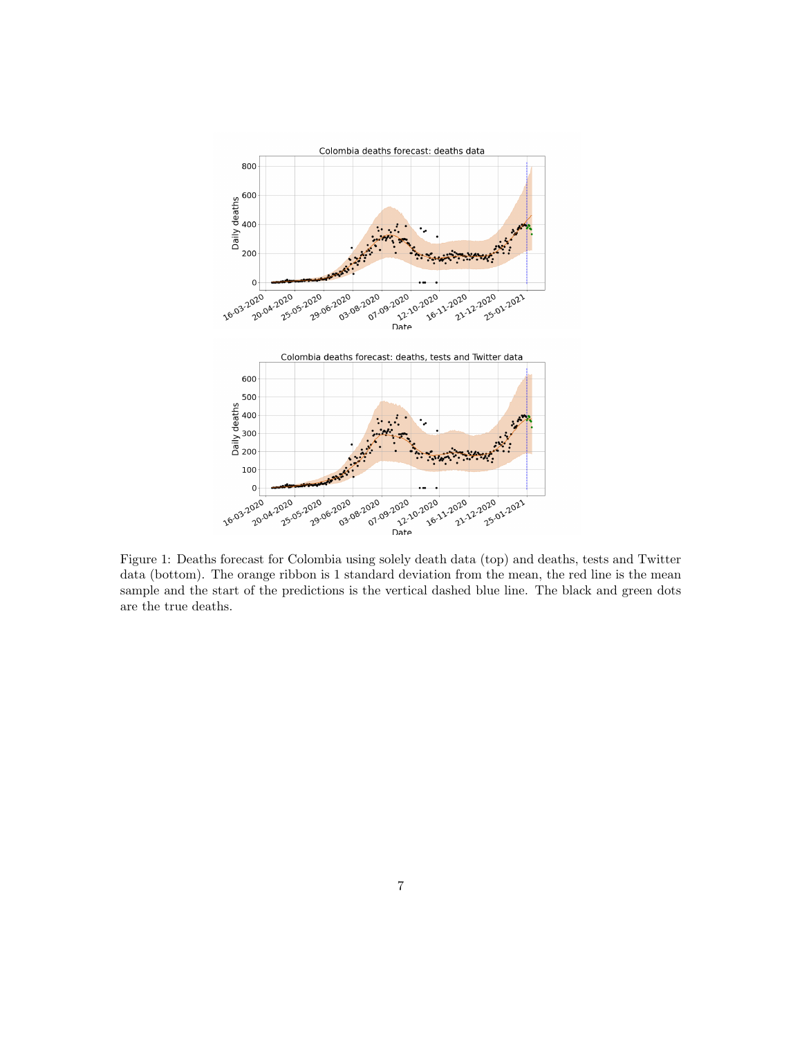Figure 1: Deaths forecast for Colombia using solely death data (top) and deaths, tests and Twitter data (bottom). The orange ribbon is 1 standard deviation from the mean, the red line is the mean sample and the start of the predictions is the vertical dashed blue line. The black and green dots are the true deaths.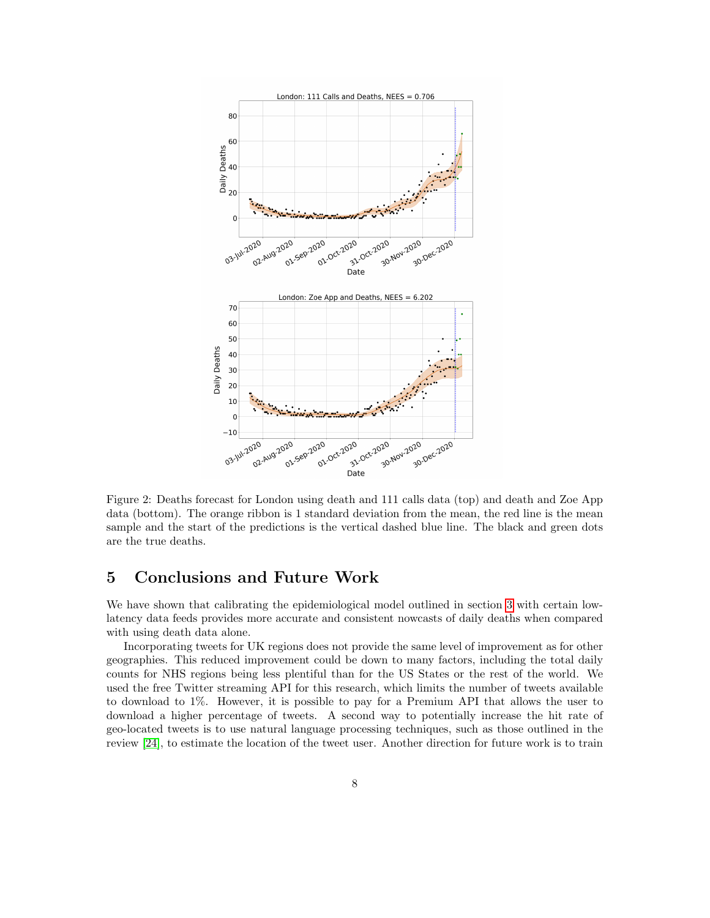Figure 2: Deaths forecast for London using death and 111 calls data (top) and death and Zoe App data (bottom). The orange ribbon is 1 standard deviation from the mean, the red line is the mean sample and the start of the predictions is the vertical dashed blue line. The black and green dots are the true deaths.

## 5 Conclusions and Future Work

We have shown that calibrating the epidemiological model outlined in section 3 with certain low-latency data feeds provides more accurate and consistent nowcasts of daily deaths when compared with using death data alone.

Incorporating tweets for UK regions does not provide the same level of improvement as for other geographies. This reduced improvement could be down to many factors, including the total daily counts for NHS regions being less plentiful than for the US States or the rest of the world. We used the free Twitter streaming API for this research, which limits the number of tweets available to download to 1%. However, it is possible to pay for a Premium API that allows the user to download a higher percentage of tweets. A second way to potentially increase the hit rate of geo-located tweets is to use natural language processing techniques, such as those outlined in the review [24], to estimate the location of the tweet user. Another direction for future work is to train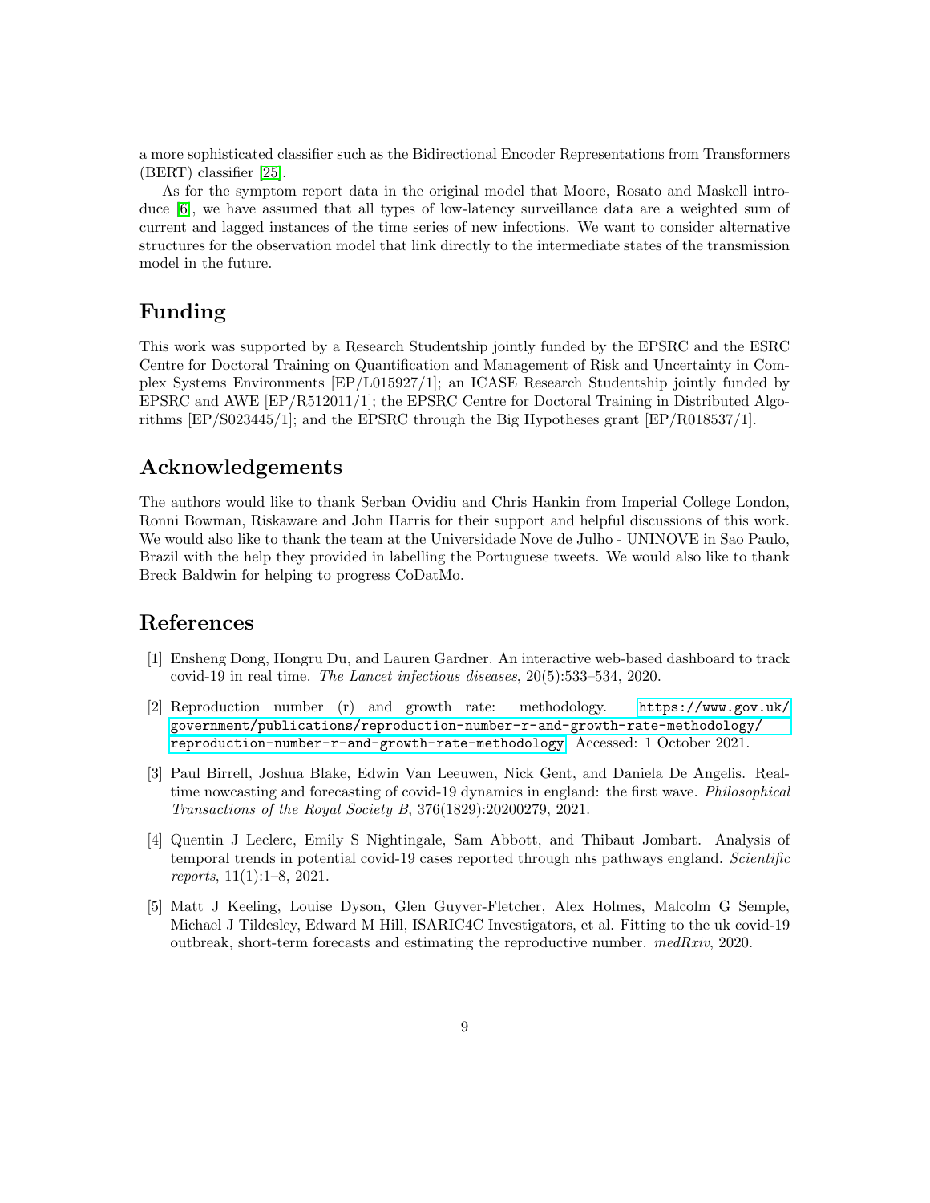a more sophisticated classifier such as the Bidirectional Encoder Representations from Transformers (BERT) classifier [25].

As for the symptom report data in the original model that Moore, Rosato and Maskell introduce [6], we have assumed that all types of low-latency surveillance data are a weighted sum of current and lagged instances of the time series of new infections. We want to consider alternative structures for the observation model that link directly to the intermediate states of the transmission model in the future.

## Funding

This work was supported by a Research Studentship jointly funded by the EPSRC and the ESRC Centre for Doctoral Training on Quantification and Management of Risk and Uncertainty in Complex Systems Environments [EP/L015927/1]; an ICASE Research Studentship jointly funded by EPSRC and AWE [EP/R512011/1]; the EPSRC Centre for Doctoral Training in Distributed Algorithms [EP/S023445/1]; and the EPSRC through the Big Hypotheses grant [EP/R018537/1].

## Acknowledgements

The authors would like to thank Serban Ovidiu and Chris Hankin from Imperial College London, Ronni Bowman, Riskaware and John Harris for their support and helpful discussions of this work. We would also like to thank the team at the Universidade Nove de Julho - UNINOVE in Sao Paulo, Brazil with the help they provided in labelling the Portuguese tweets. We would also like to thank Breck Baldwin for helping to progress CoDatMo.

## References

[1] Ensheng Dong, Hongru Du, and Lauren Gardner. An interactive web-based dashboard to track covid-19 in real time. *The Lancet infectious diseases*, 20(5):533–534, 2020.

[2] Reproduction number (r) and growth rate: methodology. https://www.gov.uk/government/publications/reproduction-number-r-and-growth-rate-methodology/reproduction-number-r-and-growth-rate-methodology. Accessed: 1 October 2021.

[3] Paul Birrell, Joshua Blake, Edwin Van Leeuwen, Nick Gent, and Daniela De Angelis. Real-time nowcasting and forecasting of covid-19 dynamics in england: the first wave. *Philosophical Transactions of the Royal Society B*, 376(1829):20200279, 2021.

[4] Quentin J Leclerc, Emily S Nightingale, Sam Abbott, and Thibaut Jombart. Analysis of temporal trends in potential covid-19 cases reported through nhs pathways england. *Scientific reports*, 11(1):1–8, 2021.

[5] Matt J Keeling, Louise Dyson, Glen Guyver-Fletcher, Alex Holmes, Malcolm G Semple, Michael J Tildesley, Edward M Hill, ISARIC4C Investigators, et al. Fitting to the uk covid-19 outbreak, short-term forecasts and estimating the reproductive number. *medRxiv*, 2020.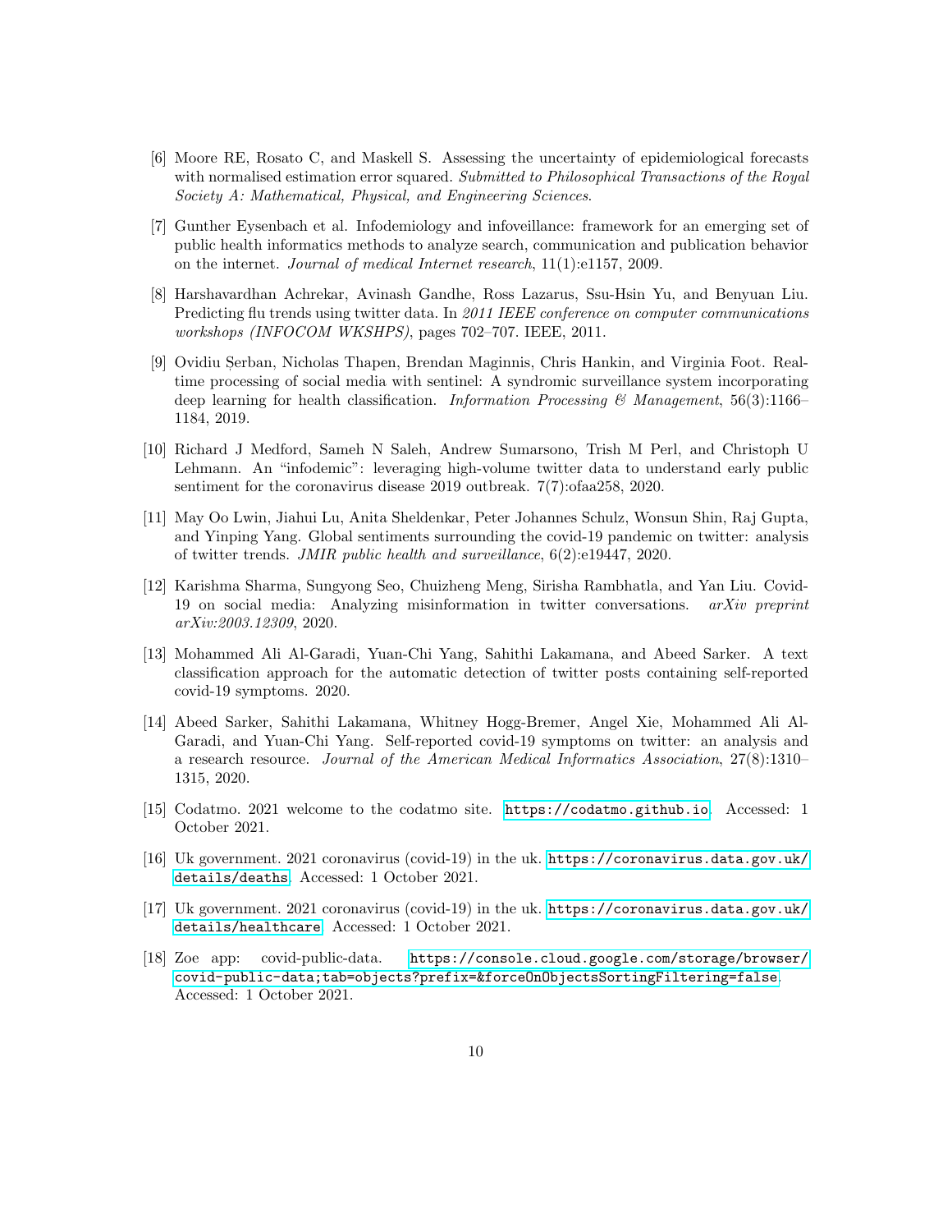[6] Moore RE, Rosato C, and Maskell S. Assessing the uncertainty of epidemiological forecasts with normalised estimation error squared. *Submitted to Philosophical Transactions of the Royal Society A: Mathematical, Physical, and Engineering Sciences*.

[7] Gunther Eysenbach et al. Infodemiology and infoveillance: framework for an emerging set of public health informatics methods to analyze search, communication and publication behavior on the internet. *Journal of medical Internet research*, 11(1):e1157, 2009.

[8] Harshavardhan Achrekar, Avinash Gandhe, Ross Lazarus, Ssu-Hsin Yu, and Benyuan Liu. Predicting flu trends using twitter data. In *2011 IEEE conference on computer communications workshops (INFOCOM WKSHPS)*, pages 702–707. IEEE, 2011.

[9] Ovidiu Șerban, Nicholas Thapen, Brendan Maginnis, Chris Hankin, and Virginia Foot. Real-time processing of social media with sentinel: A syndromic surveillance system incorporating deep learning for health classification. *Information Processing & Management*, 56(3):1166–1184, 2019.

[10] Richard J Medford, Sameh N Saleh, Andrew Sumarsono, Trish M Perl, and Christoph U Lehmann. An "infodemic": leveraging high-volume twitter data to understand early public sentiment for the coronavirus disease 2019 outbreak. 7(7):ofaa258, 2020.

[11] May Oo Lwin, Jiahui Lu, Anita Sheldenkar, Peter Johannes Schulz, Wonsun Shin, Raj Gupta, and Yinping Yang. Global sentiments surrounding the covid-19 pandemic on twitter: analysis of twitter trends. *JMIR public health and surveillance*, 6(2):e19447, 2020.

[12] Karishma Sharma, Sungyong Seo, Chuizheng Meng, Sirisha Rambhatla, and Yan Liu. Covid-19 on social media: Analyzing misinformation in twitter conversations. *arXiv preprint arXiv:2003.12309*, 2020.

[13] Mohammed Ali Al-Garadi, Yuan-Chi Yang, Sahithi Lakamana, and Abeed Sarker. A text classification approach for the automatic detection of twitter posts containing self-reported covid-19 symptoms. 2020.

[14] Abeed Sarker, Sahithi Lakamana, Whitney Hogg-Bremer, Angel Xie, Mohammed Ali Al-Garadi, and Yuan-Chi Yang. Self-reported covid-19 symptoms on twitter: an analysis and a research resource. *Journal of the American Medical Informatics Association*, 27(8):1310–1315, 2020.

[15] Codatmo. 2021 welcome to the codatmo site. https://codatmo.github.io. Accessed: 1 October 2021.

[16] Uk government. 2021 coronavirus (covid-19) in the uk. https://coronavirus.data.gov.uk/details/deaths. Accessed: 1 October 2021.

[17] Uk government. 2021 coronavirus (covid-19) in the uk. https://coronavirus.data.gov.uk/details/healthcare. Accessed: 1 October 2021.

[18] Zoe app: covid-public-data. https://console.cloud.google.com/storage/browser/covid-public-data;tab=objects?prefix=&forceOnObjectsSortingFiltering=false. Accessed: 1 October 2021.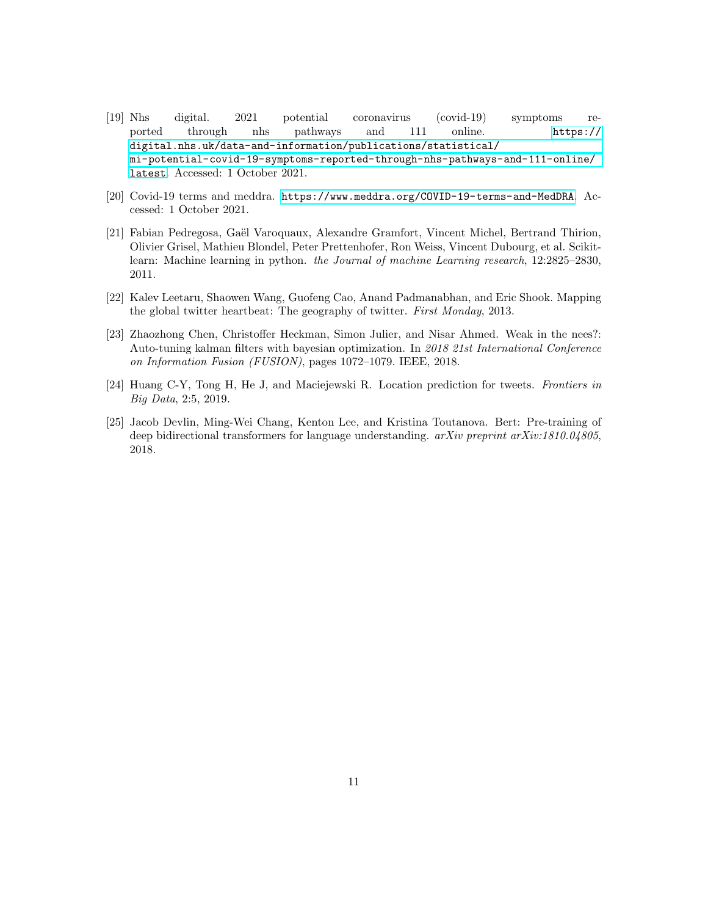[19] Nhs digital. 2021 potential coronavirus (covid-19) symptoms reported through nhs pathways and 111 online. https://digital.nhs.uk/data-and-information/publications/statistical/mi-potential-covid-19-symptoms-reported-through-nhs-pathways-and-111-online/latest. Accessed: 1 October 2021.

[20] Covid-19 terms and meddra. https://www.meddra.org/COVID-19-terms-and-MedDRA. Accessed: 1 October 2021.

[21] Fabian Pedregosa, Gaël Varoquaux, Alexandre Gramfort, Vincent Michel, Bertrand Thirion, Olivier Grisel, Mathieu Blondel, Peter Prettenhofer, Ron Weiss, Vincent Dubourg, et al. Scikit-learn: Machine learning in python. *the Journal of machine Learning research*, 12:2825–2830, 2011.

[22] Kalev Leetaru, Shaowen Wang, Guofeng Cao, Anand Padmanabhan, and Eric Shook. Mapping the global twitter heartbeat: The geography of twitter. *First Monday*, 2013.

[23] Zhaozhong Chen, Christoffer Heckman, Simon Julier, and Nisar Ahmed. Weak in the nees?: Auto-tuning kalman filters with bayesian optimization. In *2018 21st International Conference on Information Fusion (FUSION)*, pages 1072–1079. IEEE, 2018.

[24] Huang C-Y, Tong H, He J, and Maciejewski R. Location prediction for tweets. *Frontiers in Big Data*, 2:5, 2019.

[25] Jacob Devlin, Ming-Wei Chang, Kenton Lee, and Kristina Toutanova. Bert: Pre-training of deep bidirectional transformers for language understanding. *arXiv preprint arXiv:1810.04805*, 2018.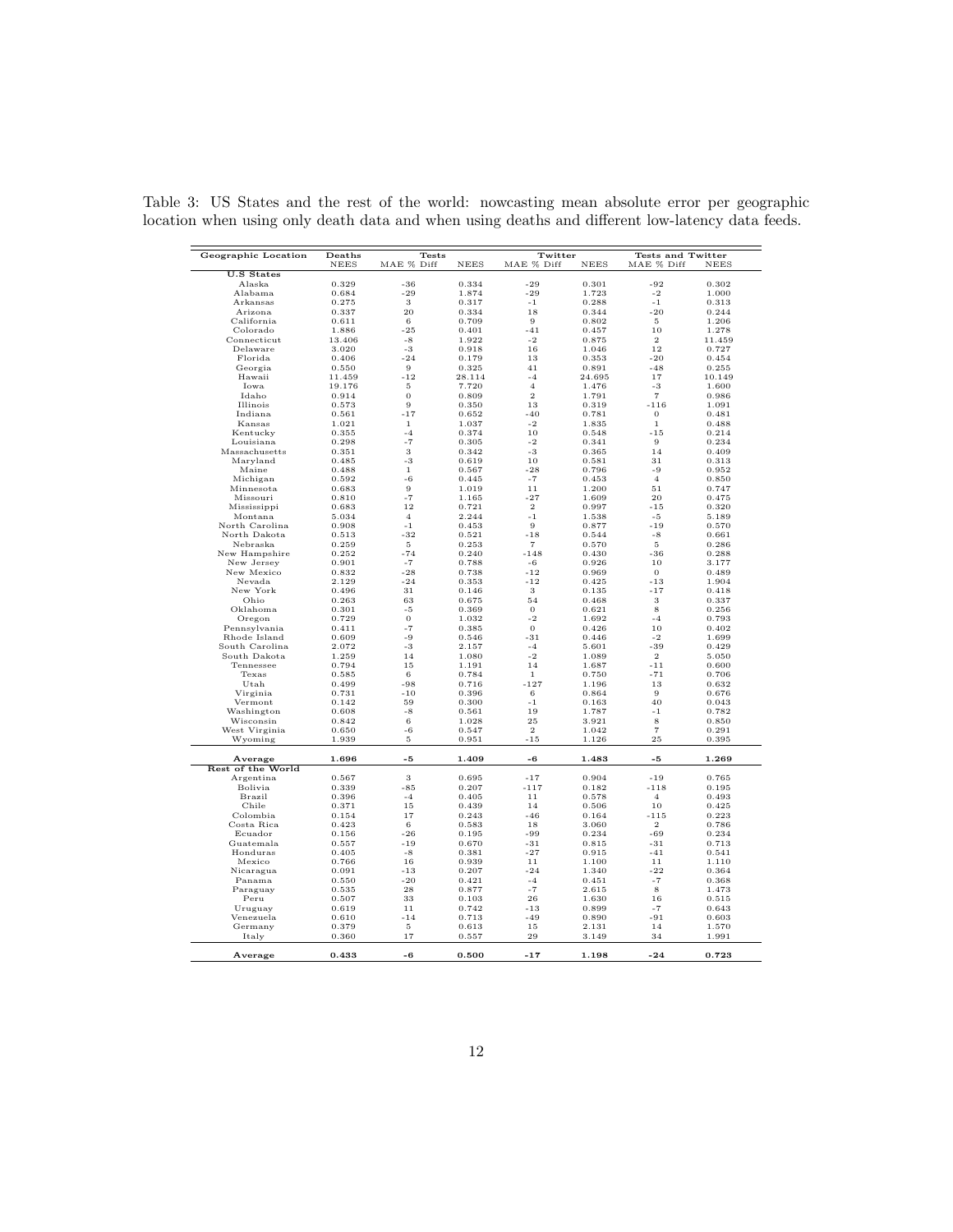Table 3: US States and the rest of the world: nowcasting mean absolute error per geographic location when using only death data and when using deaths and different low-latency data feeds.

| Geographic Location | Deaths | Tests | | Twitter | | Tests and Twitter | |
|---|---|---|---|---|---|---|---|
| | NEES | MAE % Diff | NEES | MAE % Diff | NEES | MAE % Diff | NEES |
| **U.S States** | | | | | | | |
| Alaska | 0.329 | -36 | 0.334 | -29 | 0.301 | -92 | 0.302 |
| Alabama | 0.684 | -29 | 1.874 | -29 | 1.723 | -2 | 1.000 |
| Arkansas | 0.275 | 3 | 0.317 | -1 | 0.288 | -1 | 0.313 |
| Arizona | 0.337 | 20 | 0.334 | 18 | 0.344 | -20 | 0.244 |
| California | 0.611 | 6 | 0.709 | 9 | 0.802 | 5 | 1.206 |
| Colorado | 1.886 | -25 | 0.401 | -41 | 0.457 | 10 | 1.278 |
| Connecticut | 13.406 | -8 | 1.922 | -2 | 0.875 | 2 | 11.459 |
| Delaware | 3.020 | -3 | 0.918 | 16 | 1.046 | 12 | 0.727 |
| Florida | 0.406 | -24 | 0.179 | 13 | 0.353 | -20 | 0.454 |
| Georgia | 0.550 | 9 | 0.325 | 41 | 0.891 | -48 | 0.255 |
| Hawaii | 11.459 | -12 | 28.114 | -4 | 24.695 | 17 | 10.149 |
| Iowa | 19.176 | 5 | 7.720 | 4 | 1.476 | -3 | 1.600 |
| Idaho | 0.914 | 0 | 0.809 | 2 | 1.791 | 7 | 0.986 |
| Illinois | 0.573 | 9 | 0.350 | 13 | 0.319 | -116 | 1.091 |
| Indiana | 0.561 | -17 | 0.652 | -40 | 0.781 | 0 | 0.481 |
| Kansas | 1.021 | 1 | 1.037 | -2 | 1.835 | 1 | 0.488 |
| Kentucky | 0.355 | -4 | 0.374 | 10 | 0.548 | -15 | 0.214 |
| Louisiana | 0.298 | -7 | 0.305 | -2 | 0.341 | 9 | 0.234 |
| Massachusetts | 0.351 | 3 | 0.342 | -3 | 0.365 | 14 | 0.409 |
| Maryland | 0.485 | -3 | 0.619 | 10 | 0.581 | 31 | 0.313 |
| Maine | 0.488 | 1 | 0.567 | -28 | 0.796 | -9 | 0.952 |
| Michigan | 0.592 | -6 | 0.445 | -7 | 0.453 | 4 | 0.850 |
| Minnesota | 0.683 | 9 | 1.019 | 11 | 1.200 | 51 | 0.747 |
| Missouri | 0.810 | -7 | 1.165 | -27 | 1.609 | 20 | 0.475 |
| Mississippi | 0.683 | 12 | 0.721 | 2 | 0.997 | -15 | 0.320 |
| Montana | 5.034 | 4 | 2.244 | -1 | 1.538 | -5 | 5.189 |
| North Carolina | 0.908 | -1 | 0.453 | 9 | 0.877 | -19 | 0.570 |
| North Dakota | 0.513 | -32 | 0.521 | -18 | 0.544 | -8 | 0.661 |
| Nebraska | 0.259 | 5 | 0.253 | 7 | 0.570 | 5 | 0.286 |
| New Hampshire | 0.252 | -74 | 0.240 | -148 | 0.430 | -36 | 0.288 |
| New Jersey | 0.901 | -7 | 0.788 | -6 | 0.926 | 10 | 3.177 |
| New Mexico | 0.832 | -28 | 0.738 | -12 | 0.969 | 0 | 0.489 |
| Nevada | 2.129 | -24 | 0.353 | -12 | 0.425 | -13 | 1.904 |
| New York | 0.496 | 31 | 0.146 | 3 | 0.135 | -17 | 0.418 |
| Ohio | 0.263 | 63 | 0.675 | 54 | 0.468 | 3 | 0.337 |
| Oklahoma | 0.301 | -5 | 0.369 | 0 | 0.621 | 8 | 0.256 |
| Oregon | 0.729 | 0 | 1.032 | -2 | 1.692 | -4 | 0.793 |
| Pennsylvania | 0.411 | -7 | 0.385 | 0 | 0.426 | 10 | 0.402 |
| Rhode Island | 0.609 | -9 | 0.546 | -31 | 0.446 | -2 | 1.699 |
| South Carolina | 2.072 | -3 | 2.157 | -4 | 5.601 | -39 | 0.429 |
| South Dakota | 1.259 | 14 | 1.080 | -2 | 1.089 | 2 | 5.050 |
| Tennessee | 0.794 | 15 | 1.191 | 14 | 1.687 | -11 | 0.600 |
| Texas | 0.585 | 6 | 0.784 | 1 | 0.750 | -71 | 0.706 |
| Utah | 0.499 | -98 | 0.716 | -127 | 1.196 | 13 | 0.632 |
| Virginia | 0.731 | -10 | 0.396 | 6 | 0.864 | 9 | 0.676 |
| Vermont | 0.142 | 59 | 0.300 | -1 | 0.163 | 40 | 0.043 |
| Washington | 0.608 | -8 | 0.561 | 19 | 1.787 | -1 | 0.782 |
| Wisconsin | 0.842 | 6 | 1.028 | 25 | 3.921 | 8 | 0.850 |
| West Virginia | 0.650 | -6 | 0.547 | 2 | 1.042 | 7 | 0.291 |
| Wyoming | 1.939 | 5 | 0.951 | -15 | 1.126 | 25 | 0.395 |
| **Average** | **1.696** | **-5** | **1.409** | **-6** | **1.483** | **-5** | **1.269** |
| **Rest of the World** | | | | | | | |
| Argentina | 0.567 | 3 | 0.695 | -17 | 0.904 | -19 | 0.765 |
| Bolivia | 0.339 | -85 | 0.207 | -117 | 0.182 | -118 | 0.195 |
| Brazil | 0.396 | -4 | 0.405 | 11 | 0.578 | 4 | 0.493 |
| Chile | 0.371 | 15 | 0.439 | 14 | 0.506 | 10 | 0.425 |
| Colombia | 0.154 | 17 | 0.243 | -46 | 0.164 | -115 | 0.223 |
| Costa Rica | 0.423 | 6 | 0.583 | 18 | 3.060 | 2 | 0.786 |
| Ecuador | 0.156 | -26 | 0.195 | -99 | 0.234 | -69 | 0.234 |
| Guatemala | 0.557 | -19 | 0.670 | -31 | 0.815 | -31 | 0.713 |
| Honduras | 0.405 | -8 | 0.381 | -27 | 0.915 | -41 | 0.541 |
| Mexico | 0.766 | 16 | 0.939 | 11 | 1.100 | 11 | 1.110 |
| Nicaragua | 0.091 | -13 | 0.207 | -24 | 1.340 | -22 | 0.364 |
| Panama | 0.550 | -20 | 0.421 | -4 | 0.451 | -7 | 0.368 |
| Paraguay | 0.535 | 28 | 0.877 | -7 | 2.615 | 8 | 1.473 |
| Peru | 0.507 | 33 | 0.103 | 26 | 1.630 | 16 | 0.515 |
| Uruguay | 0.619 | 11 | 0.742 | -13 | 0.899 | -7 | 0.643 |
| Venezuela | 0.610 | -14 | 0.713 | -49 | 0.890 | -91 | 0.603 |
| Germany | 0.379 | 5 | 0.613 | 15 | 2.131 | 14 | 1.570 |
| Italy | 0.360 | 17 | 0.557 | 29 | 3.149 | 34 | 1.991 |
| **Average** | **0.433** | **-6** | **0.500** | **-17** | **1.198** | **-24** | **0.723** |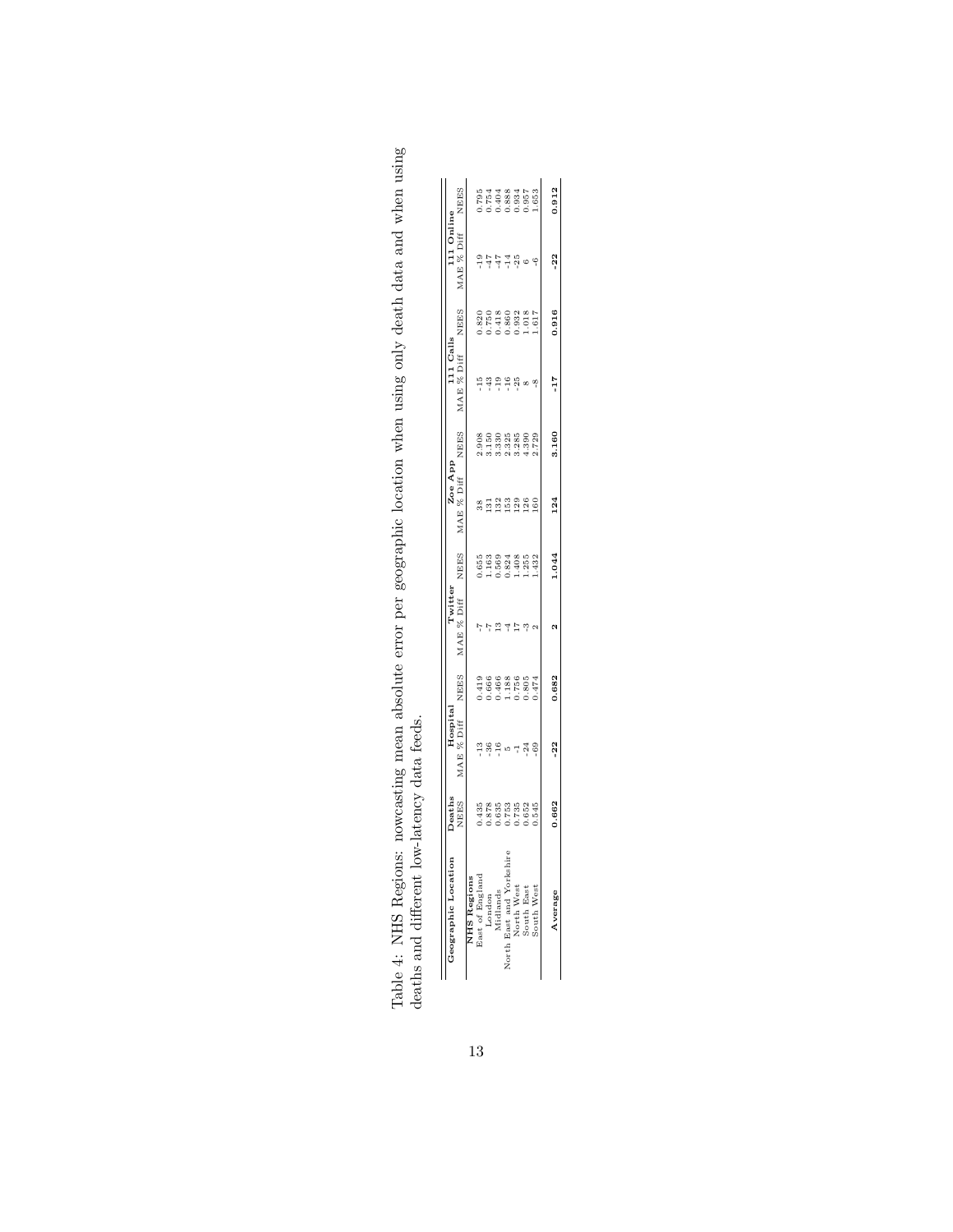Table 4: NHS Regions: nowcasting mean absolute error per geographic location when using only death data and when using deaths and different low-latency data feeds.

| Geographic Location | Deaths | Hospital | | Twitter | | Zoe App | | 111 Calls | | 111 Online | |
|---|---|---|---|---|---|---|---|---|---|---|---|
| | NEES | MAE % Diff | NEES | MAE % Diff | NEES | MAE % Diff | NEES | MAE % Diff | NEES | MAE % Diff | NEES |
| **NHS Regions** | | | | | | | | | | | |
| East of England | 0.435 | -13 | 0.419 | -7 | 0.655 | 38 | 2.908 | -15 | 0.820 | -19 | 0.795 |
| London | 0.878 | -36 | 0.666 | -7 | 1.163 | 131 | 3.150 | -43 | 0.750 | -47 | 0.754 |
| Midlands | 0.635 | -16 | 0.466 | 13 | 0.569 | 132 | 3.330 | -19 | 0.418 | -47 | 0.404 |
| North East and Yorkshire | 0.753 | 5 | 1.188 | -4 | 0.824 | 153 | 2.325 | -16 | 0.860 | -14 | 0.888 |
| North West | 0.735 | -1 | 0.756 | 17 | 1.408 | 129 | 3.285 | -25 | 0.932 | -25 | 0.934 |
| South East | 0.652 | -24 | 0.805 | -3 | 1.255 | 126 | 4.390 | 8 | 1.018 | 6 | 0.957 |
| South West | 0.545 | -69 | 0.474 | 2 | 1.432 | 160 | 2.729 | -8 | 1.617 | -6 | 1.653 |
| **Average** | **0.662** | **-22** | **0.682** | **2** | **1.044** | **124** | **3.160** | **-17** | **0.916** | **-22** | **0.912** |